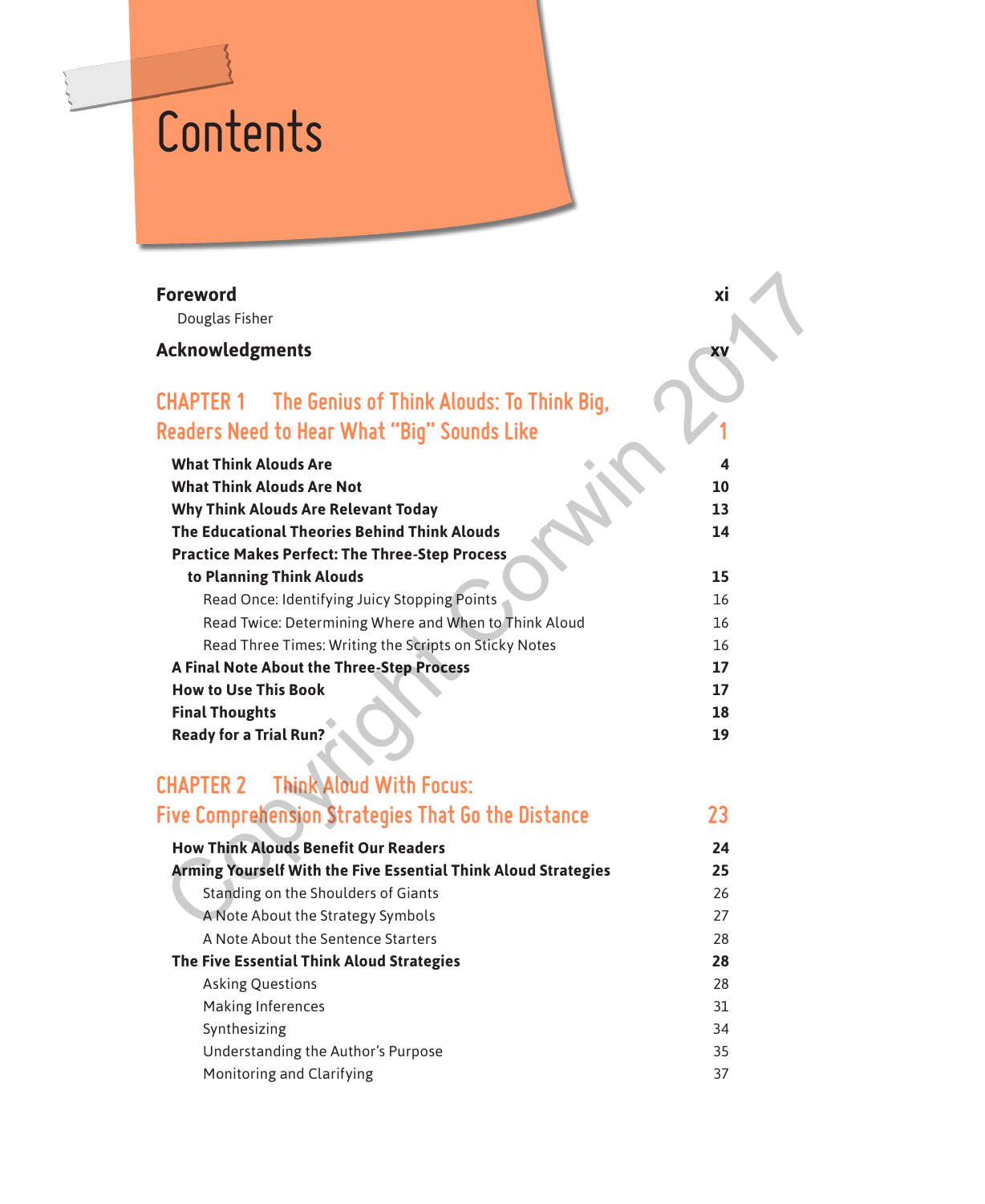# Contents

**Foreword** xi

Douglas Fisher

**Acknowledgments** xv

## CHAPTER 1 The Genius of Think Alouds: To Think Big, Readers Need to Hear What "Big" Sounds Like 1

**What Think Alouds Are** 4

**What Think Alouds Are Not** 10

**Why Think Alouds Are Relevant Today** 13

**The Educational Theories Behind Think Alouds** 14

**Practice Makes Perfect: The Three-Step Process to Planning Think Alouds** 15

- Read Once: Identifying Juicy Stopping Points 16
- Read Twice: Determining Where and When to Think Aloud 16
- Read Three Times: Writing the Scripts on Sticky Notes 16

**A Final Note About the Three-Step Process** 17

**How to Use This Book** 17

**Final Thoughts** 18

**Ready for a Trial Run?** 19

## CHAPTER 2 Think Aloud With Focus: Five Comprehension Strategies That Go the Distance 23

**How Think Alouds Benefit Our Readers** 24

**Arming Yourself With the Five Essential Think Aloud Strategies** 25

- Standing on the Shoulders of Giants 26
- A Note About the Strategy Symbols 27
- A Note About the Sentence Starters 28

**The Five Essential Think Aloud Strategies** 28

- Asking Questions 28
- Making Inferences 31
- Synthesizing 34
- Understanding the Author's Purpose 35
- Monitoring and Clarifying 37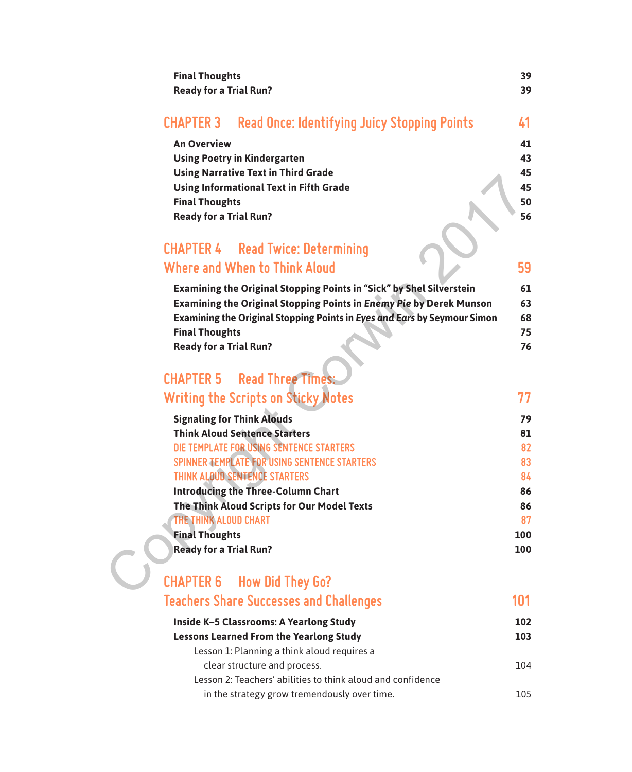**Final Thoughts** 39
**Ready for a Trial Run?** 39

## CHAPTER 3 Read Once: Identifying Juicy Stopping Points 41

**An Overview** 41
**Using Poetry in Kindergarten** 43
**Using Narrative Text in Third Grade** 45
**Using Informational Text in Fifth Grade** 45
**Final Thoughts** 50
**Ready for a Trial Run?** 56

## CHAPTER 4 Read Twice: Determining Where and When to Think Aloud 59

**Examining the Original Stopping Points in "Sick" by Shel Silverstein** 61
**Examining the Original Stopping Points in *Enemy Pie* by Derek Munson** 63
**Examining the Original Stopping Points in *Eyes and Ears* by Seymour Simon** 68
**Final Thoughts** 75
**Ready for a Trial Run?** 76

## CHAPTER 5 Read Three Times: Writing the Scripts on Sticky Notes 77

**Signaling for Think Alouds** 79
**Think Aloud Sentence Starters** 81
DIE TEMPLATE FOR USING SENTENCE STARTERS 82
SPINNER TEMPLATE FOR USING SENTENCE STARTERS 83
THINK ALOUD SENTENCE STARTERS 84
**Introducing the Three-Column Chart** 86
**The Think Aloud Scripts for Our Model Texts** 86
THE THINK ALOUD CHART 87
**Final Thoughts** 100
**Ready for a Trial Run?** 100

## CHAPTER 6 How Did They Go? Teachers Share Successes and Challenges 101

**Inside K–5 Classrooms: A Yearlong Study** 102
**Lessons Learned From the Yearlong Study** 103
Lesson 1: Planning a think aloud requires a clear structure and process. 104
Lesson 2: Teachers' abilities to think aloud and confidence in the strategy grow tremendously over time. 105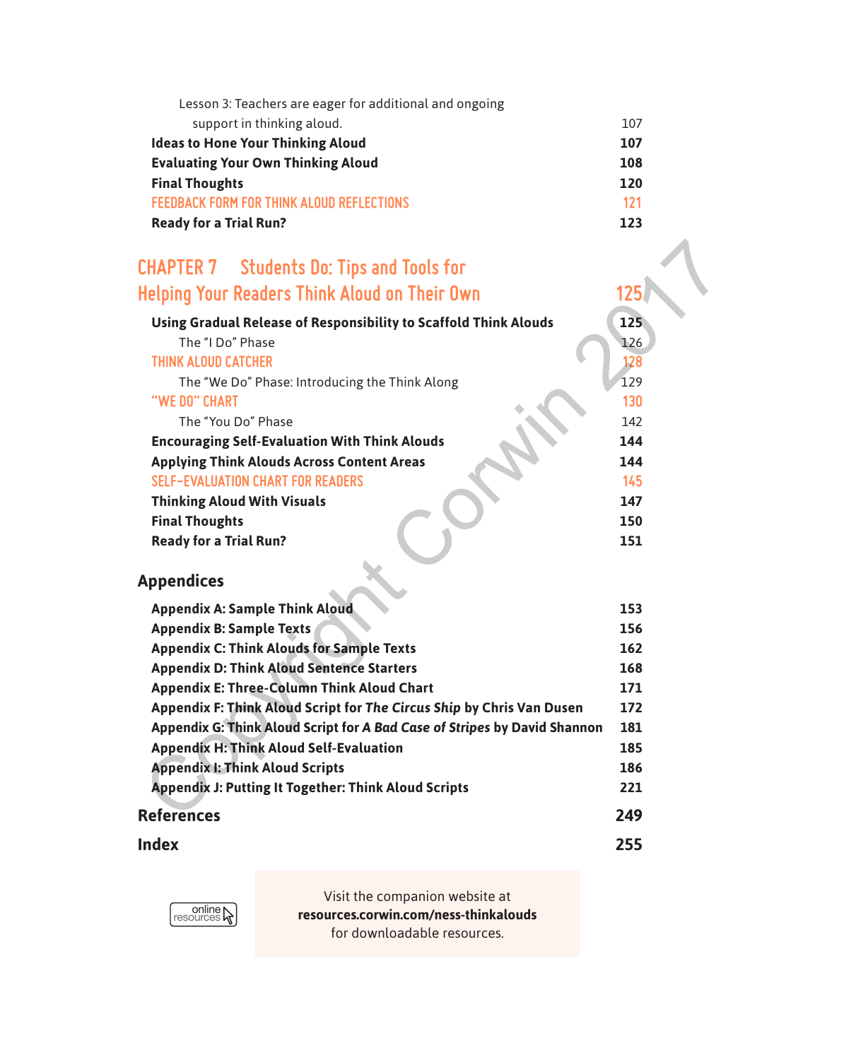Lesson 3: Teachers are eager for additional and ongoing support in thinking aloud. 107

**Ideas to Hone Your Thinking Aloud** **107**

**Evaluating Your Own Thinking Aloud** **108**

**Final Thoughts** **120**

FEEDBACK FORM FOR THINK ALOUD REFLECTIONS 121

**Ready for a Trial Run?** **123**

## CHAPTER 7 Students Do: Tips and Tools for Helping Your Readers Think Aloud on Their Own 125

**Using Gradual Release of Responsibility to Scaffold Think Alouds** **125**

The "I Do" Phase 126

THINK ALOUD CATCHER 128

The "We Do" Phase: Introducing the Think Along 129

"WE DO" CHART 130

The "You Do" Phase 142

**Encouraging Self-Evaluation With Think Alouds** **144**

**Applying Think Alouds Across Content Areas** **144**

SELF-EVALUATION CHART FOR READERS 145

**Thinking Aloud With Visuals** **147**

**Final Thoughts** **150**

**Ready for a Trial Run?** **151**

## Appendices

**Appendix A: Sample Think Aloud** **153**

**Appendix B: Sample Texts** **156**

**Appendix C: Think Alouds for Sample Texts** **162**

**Appendix D: Think Aloud Sentence Starters** **168**

**Appendix E: Three-Column Think Aloud Chart** **171**

**Appendix F: Think Aloud Script for *The Circus Ship* by Chris Van Dusen** **172**

**Appendix G: Think Aloud Script for *A Bad Case of Stripes* by David Shannon** **181**

**Appendix H: Think Aloud Self-Evaluation** **185**

**Appendix I: Think Aloud Scripts** **186**

**Appendix J: Putting It Together: Think Aloud Scripts** **221**

## References 249

## Index 255

Visit the companion website at **resources.corwin.com/ness-thinkalouds** for downloadable resources.